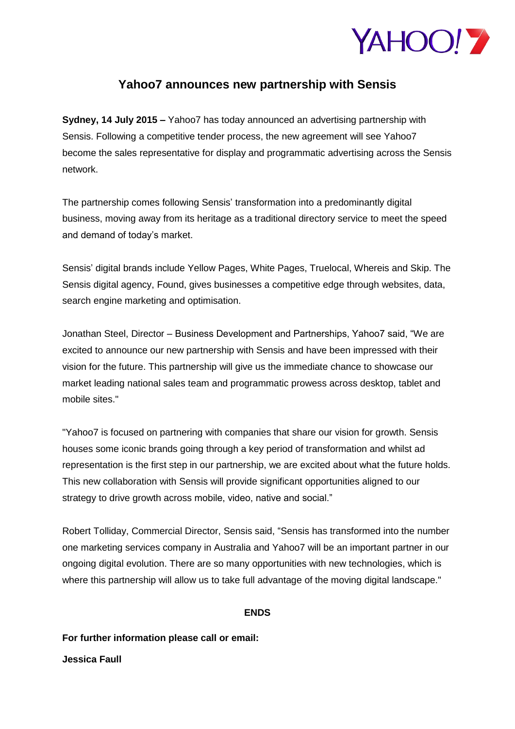# Yahoo7 announces new partnership with Sensis

**Sydney, 14 July 2015 –** Yahoo7 has today announced an advertising partnership with Sensis. Following a competitive tender process, the new agreement will see Yahoo7 become the sales representative for display and programmatic advertising across the Sensis network.

The partnership comes following Sensis' transformation into a predominantly digital business, moving away from its heritage as a traditional directory service to meet the speed and demand of today's market.

Sensis' digital brands include Yellow Pages, White Pages, Truelocal, Whereis and Skip. The Sensis digital agency, Found, gives businesses a competitive edge through websites, data, search engine marketing and optimisation.

Jonathan Steel, Director – Business Development and Partnerships, Yahoo7 said, "We are excited to announce our new partnership with Sensis and have been impressed with their vision for the future. This partnership will give us the immediate chance to showcase our market leading national sales team and programmatic prowess across desktop, tablet and mobile sites."

"Yahoo7 is focused on partnering with companies that share our vision for growth. Sensis houses some iconic brands going through a key period of transformation and whilst ad representation is the first step in our partnership, we are excited about what the future holds. This new collaboration with Sensis will provide significant opportunities aligned to our strategy to drive growth across mobile, video, native and social."

Robert Tolliday, Commercial Director, Sensis said, "Sensis has transformed into the number one marketing services company in Australia and Yahoo7 will be an important partner in our ongoing digital evolution. There are so many opportunities with new technologies, which is where this partnership will allow us to take full advantage of the moving digital landscape."

**ENDS**

**For further information please call or email:**

**Jessica Faull**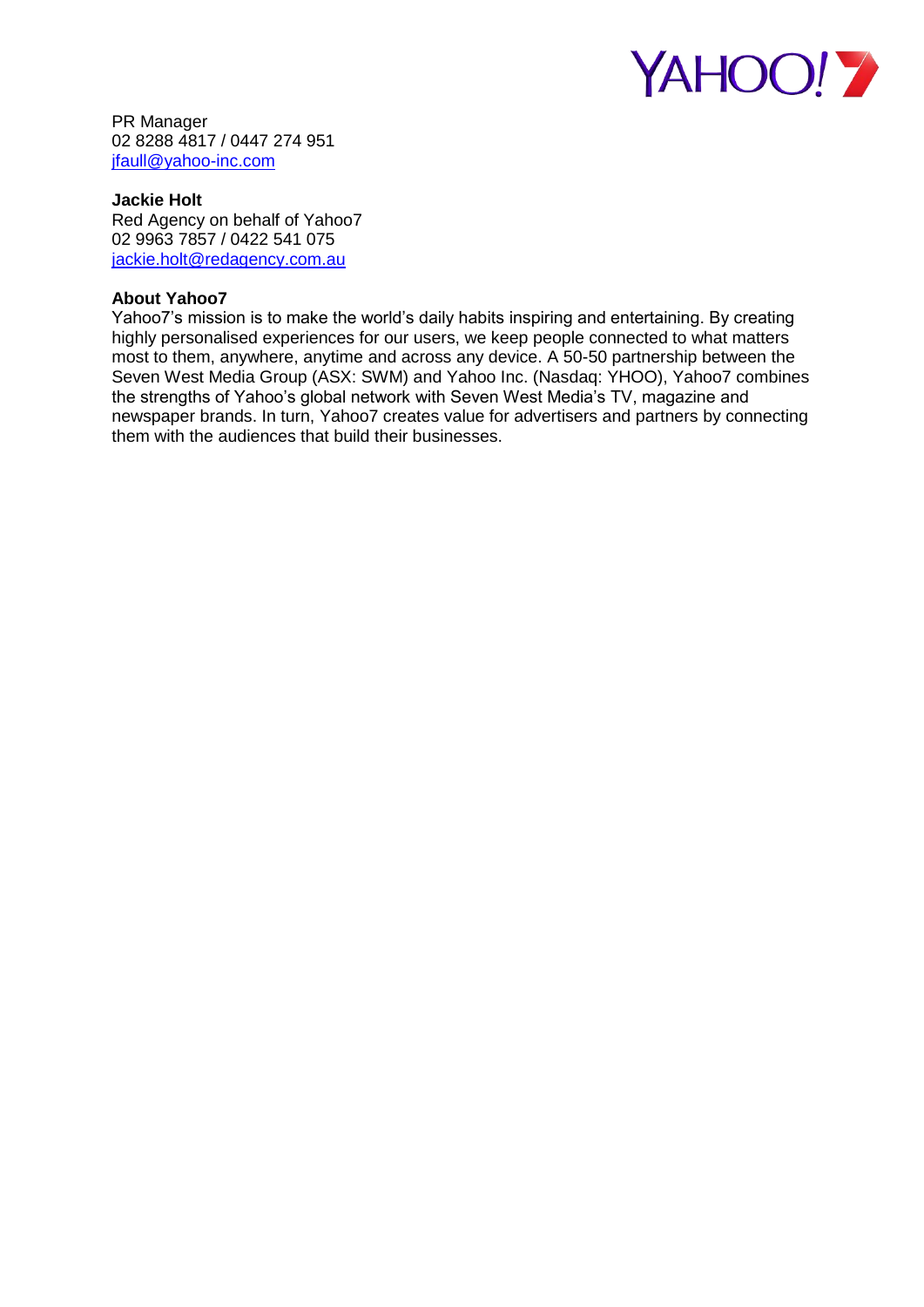PR Manager
02 8288 4817 / 0447 274 951
jfaull@yahoo-inc.com

**Jackie Holt**
Red Agency on behalf of Yahoo7
02 9963 7857 / 0422 541 075
jackie.holt@redagency.com.au

**About Yahoo7**
Yahoo7's mission is to make the world's daily habits inspiring and entertaining. By creating highly personalised experiences for our users, we keep people connected to what matters most to them, anywhere, anytime and across any device. A 50-50 partnership between the Seven West Media Group (ASX: SWM) and Yahoo Inc. (Nasdaq: YHOO), Yahoo7 combines the strengths of Yahoo's global network with Seven West Media's TV, magazine and newspaper brands. In turn, Yahoo7 creates value for advertisers and partners by connecting them with the audiences that build their businesses.